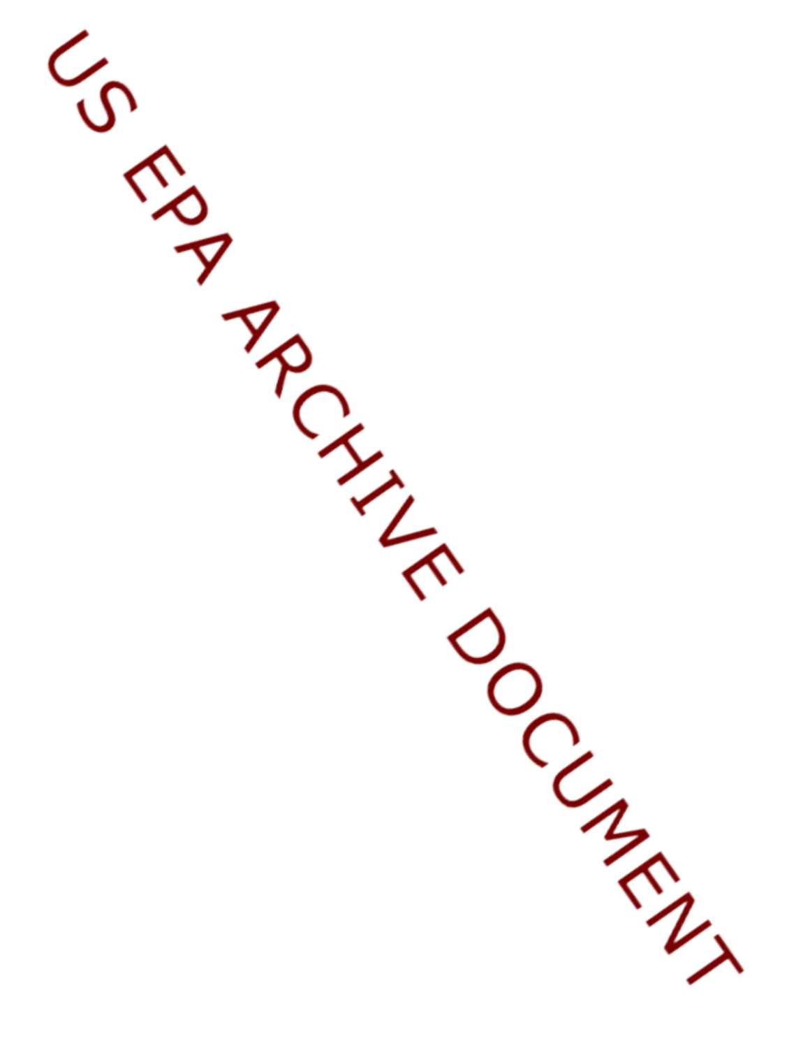US EPA ARCHIVE DOCUMENT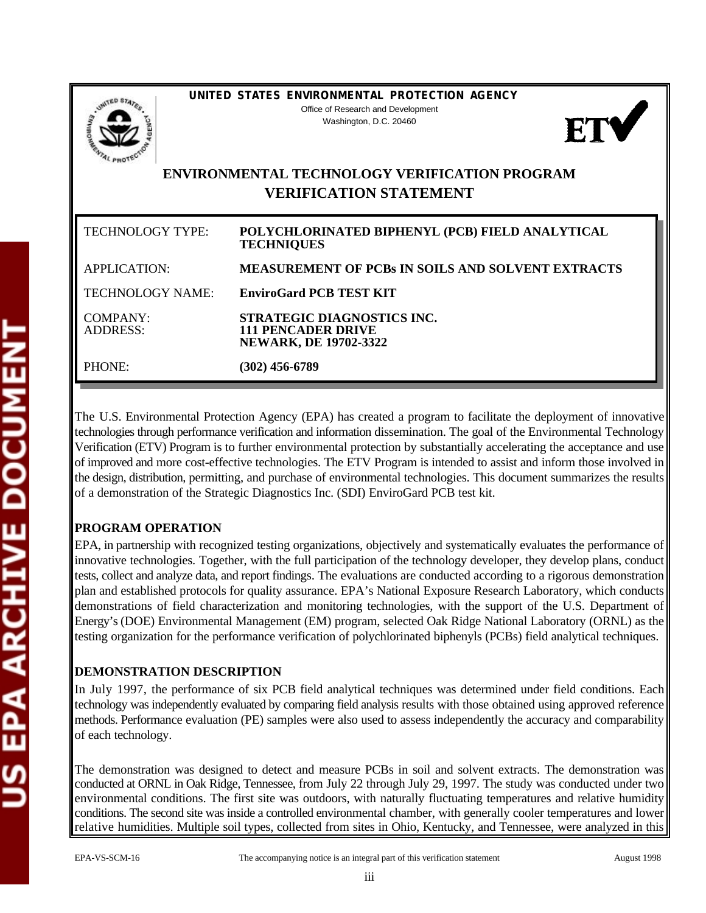**UNITED STATES ENVIRONMENTAL PROTECTION AGENCY**
Office of Research and Development
Washington, D.C. 20460

# ENVIRONMENTAL TECHNOLOGY VERIFICATION PROGRAM
# VERIFICATION STATEMENT

| | |
|---|---|
| TECHNOLOGY TYPE: | **POLYCHLORINATED BIPHENYL (PCB) FIELD ANALYTICAL TECHNIQUES** |
| APPLICATION: | **MEASUREMENT OF PCBs IN SOILS AND SOLVENT EXTRACTS** |
| TECHNOLOGY NAME: | **EnviroGard PCB TEST KIT** |
| COMPANY:<br>ADDRESS: | **STRATEGIC DIAGNOSTICS INC.**<br>**111 PENCADER DRIVE**<br>**NEWARK, DE 19702-3322** |
| PHONE: | **(302) 456-6789** |

The U.S. Environmental Protection Agency (EPA) has created a program to facilitate the deployment of innovative technologies through performance verification and information dissemination. The goal of the Environmental Technology Verification (ETV) Program is to further environmental protection by substantially accelerating the acceptance and use of improved and more cost-effective technologies. The ETV Program is intended to assist and inform those involved in the design, distribution, permitting, and purchase of environmental technologies. This document summarizes the results of a demonstration of the Strategic Diagnostics Inc. (SDI) EnviroGard PCB test kit.

## PROGRAM OPERATION

EPA, in partnership with recognized testing organizations, objectively and systematically evaluates the performance of innovative technologies. Together, with the full participation of the technology developer, they develop plans, conduct tests, collect and analyze data, and report findings. The evaluations are conducted according to a rigorous demonstration plan and established protocols for quality assurance. EPA's National Exposure Research Laboratory, which conducts demonstrations of field characterization and monitoring technologies, with the support of the U.S. Department of Energy's (DOE) Environmental Management (EM) program, selected Oak Ridge National Laboratory (ORNL) as the testing organization for the performance verification of polychlorinated biphenyls (PCBs) field analytical techniques.

## DEMONSTRATION DESCRIPTION

In July 1997, the performance of six PCB field analytical techniques was determined under field conditions. Each technology was independently evaluated by comparing field analysis results with those obtained using approved reference methods. Performance evaluation (PE) samples were also used to assess independently the accuracy and comparability of each technology.

The demonstration was designed to detect and measure PCBs in soil and solvent extracts. The demonstration was conducted at ORNL in Oak Ridge, Tennessee, from July 22 through July 29, 1997. The study was conducted under two environmental conditions. The first site was outdoors, with naturally fluctuating temperatures and relative humidity conditions. The second site was inside a controlled environmental chamber, with generally cooler temperatures and lower relative humidities. Multiple soil types, collected from sites in Ohio, Kentucky, and Tennessee, were analyzed in this

EPA-VS-SCM-16 The accompanying notice is an integral part of this verification statement August 1998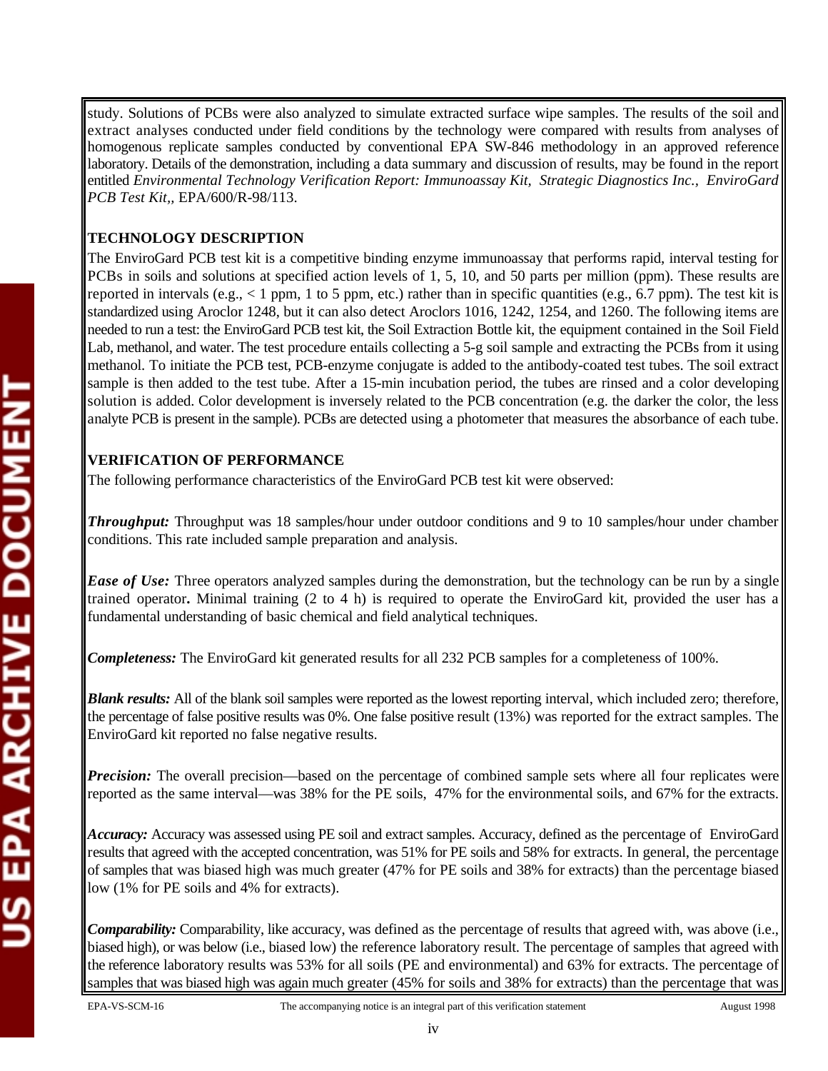study. Solutions of PCBs were also analyzed to simulate extracted surface wipe samples. The results of the soil and extract analyses conducted under field conditions by the technology were compared with results from analyses of homogenous replicate samples conducted by conventional EPA SW-846 methodology in an approved reference laboratory. Details of the demonstration, including a data summary and discussion of results, may be found in the report entitled *Environmental Technology Verification Report: Immunoassay Kit, Strategic Diagnostics Inc., EnviroGard PCB Test Kit,,* EPA/600/R-98/113.

**TECHNOLOGY DESCRIPTION**

The EnviroGard PCB test kit is a competitive binding enzyme immunoassay that performs rapid, interval testing for PCBs in soils and solutions at specified action levels of 1, 5, 10, and 50 parts per million (ppm). These results are reported in intervals (e.g., < 1 ppm, 1 to 5 ppm, etc.) rather than in specific quantities (e.g., 6.7 ppm). The test kit is standardized using Aroclor 1248, but it can also detect Aroclors 1016, 1242, 1254, and 1260. The following items are needed to run a test: the EnviroGard PCB test kit, the Soil Extraction Bottle kit, the equipment contained in the Soil Field Lab, methanol, and water. The test procedure entails collecting a 5-g soil sample and extracting the PCBs from it using methanol. To initiate the PCB test, PCB-enzyme conjugate is added to the antibody-coated test tubes. The soil extract sample is then added to the test tube. After a 15-min incubation period, the tubes are rinsed and a color developing solution is added. Color development is inversely related to the PCB concentration (e.g. the darker the color, the less analyte PCB is present in the sample). PCBs are detected using a photometer that measures the absorbance of each tube.

**VERIFICATION OF PERFORMANCE**

The following performance characteristics of the EnviroGard PCB test kit were observed:

***Throughput:*** Throughput was 18 samples/hour under outdoor conditions and 9 to 10 samples/hour under chamber conditions. This rate included sample preparation and analysis.

***Ease of Use:*** Three operators analyzed samples during the demonstration, but the technology can be run by a single trained operator**.** Minimal training (2 to 4 h) is required to operate the EnviroGard kit, provided the user has a fundamental understanding of basic chemical and field analytical techniques.

***Completeness:*** The EnviroGard kit generated results for all 232 PCB samples for a completeness of 100%.

***Blank results:*** All of the blank soil samples were reported as the lowest reporting interval, which included zero; therefore, the percentage of false positive results was 0%. One false positive result (13%) was reported for the extract samples. The EnviroGard kit reported no false negative results.

***Precision:*** The overall precision—based on the percentage of combined sample sets where all four replicates were reported as the same interval—was 38% for the PE soils, 47% for the environmental soils, and 67% for the extracts.

***Accuracy:*** Accuracy was assessed using PE soil and extract samples. Accuracy, defined as the percentage of EnviroGard results that agreed with the accepted concentration, was 51% for PE soils and 58% for extracts. In general, the percentage of samples that was biased high was much greater (47% for PE soils and 38% for extracts) than the percentage biased low (1% for PE soils and 4% for extracts).

***Comparability:*** Comparability, like accuracy, was defined as the percentage of results that agreed with, was above (i.e., biased high), or was below (i.e., biased low) the reference laboratory result. The percentage of samples that agreed with the reference laboratory results was 53% for all soils (PE and environmental) and 63% for extracts. The percentage of samples that was biased high was again much greater (45% for soils and 38% for extracts) than the percentage that was

EPA-VS-SCM-16 The accompanying notice is an integral part of this verification statement August 1998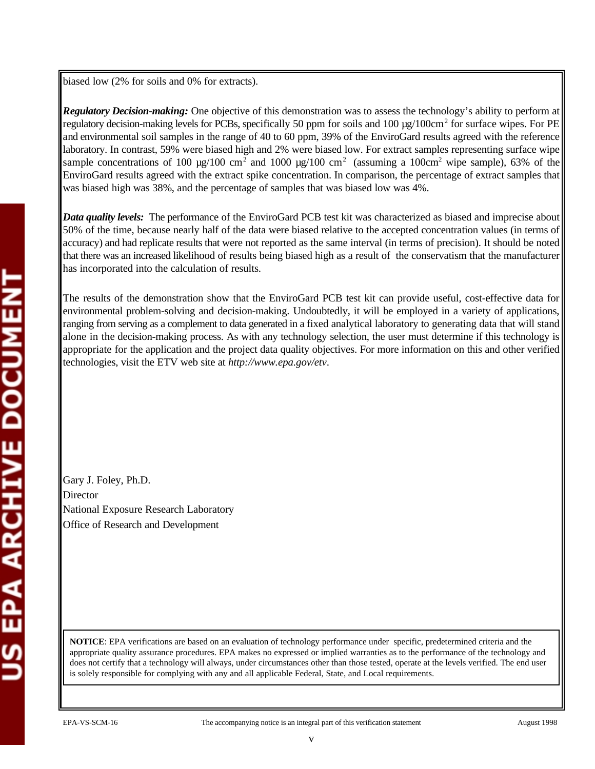biased low (2% for soils and 0% for extracts).

***Regulatory Decision-making:*** One objective of this demonstration was to assess the technology's ability to perform at regulatory decision-making levels for PCBs, specifically 50 ppm for soils and 100 µg/100cm$^2$ for surface wipes. For PE and environmental soil samples in the range of 40 to 60 ppm, 39% of the EnviroGard results agreed with the reference laboratory. In contrast, 59% were biased high and 2% were biased low. For extract samples representing surface wipe sample concentrations of 100 µg/100 cm$^2$ and 1000 µg/100 cm$^2$ (assuming a 100cm$^2$ wipe sample), 63% of the EnviroGard results agreed with the extract spike concentration. In comparison, the percentage of extract samples that was biased high was 38%, and the percentage of samples that was biased low was 4%.

***Data quality levels:*** The performance of the EnviroGard PCB test kit was characterized as biased and imprecise about 50% of the time, because nearly half of the data were biased relative to the accepted concentration values (in terms of accuracy) and had replicate results that were not reported as the same interval (in terms of precision). It should be noted that there was an increased likelihood of results being biased high as a result of the conservatism that the manufacturer has incorporated into the calculation of results.

The results of the demonstration show that the EnviroGard PCB test kit can provide useful, cost-effective data for environmental problem-solving and decision-making. Undoubtedly, it will be employed in a variety of applications, ranging from serving as a complement to data generated in a fixed analytical laboratory to generating data that will stand alone in the decision-making process. As with any technology selection, the user must determine if this technology is appropriate for the application and the project data quality objectives. For more information on this and other verified technologies, visit the ETV web site at *http://www.epa.gov/etv*.

Gary J. Foley, Ph.D.
Director
National Exposure Research Laboratory
Office of Research and Development

**NOTICE**: EPA verifications are based on an evaluation of technology performance under specific, predetermined criteria and the appropriate quality assurance procedures. EPA makes no expressed or implied warranties as to the performance of the technology and does not certify that a technology will always, under circumstances other than those tested, operate at the levels verified. The end user is solely responsible for complying with any and all applicable Federal, State, and Local requirements.